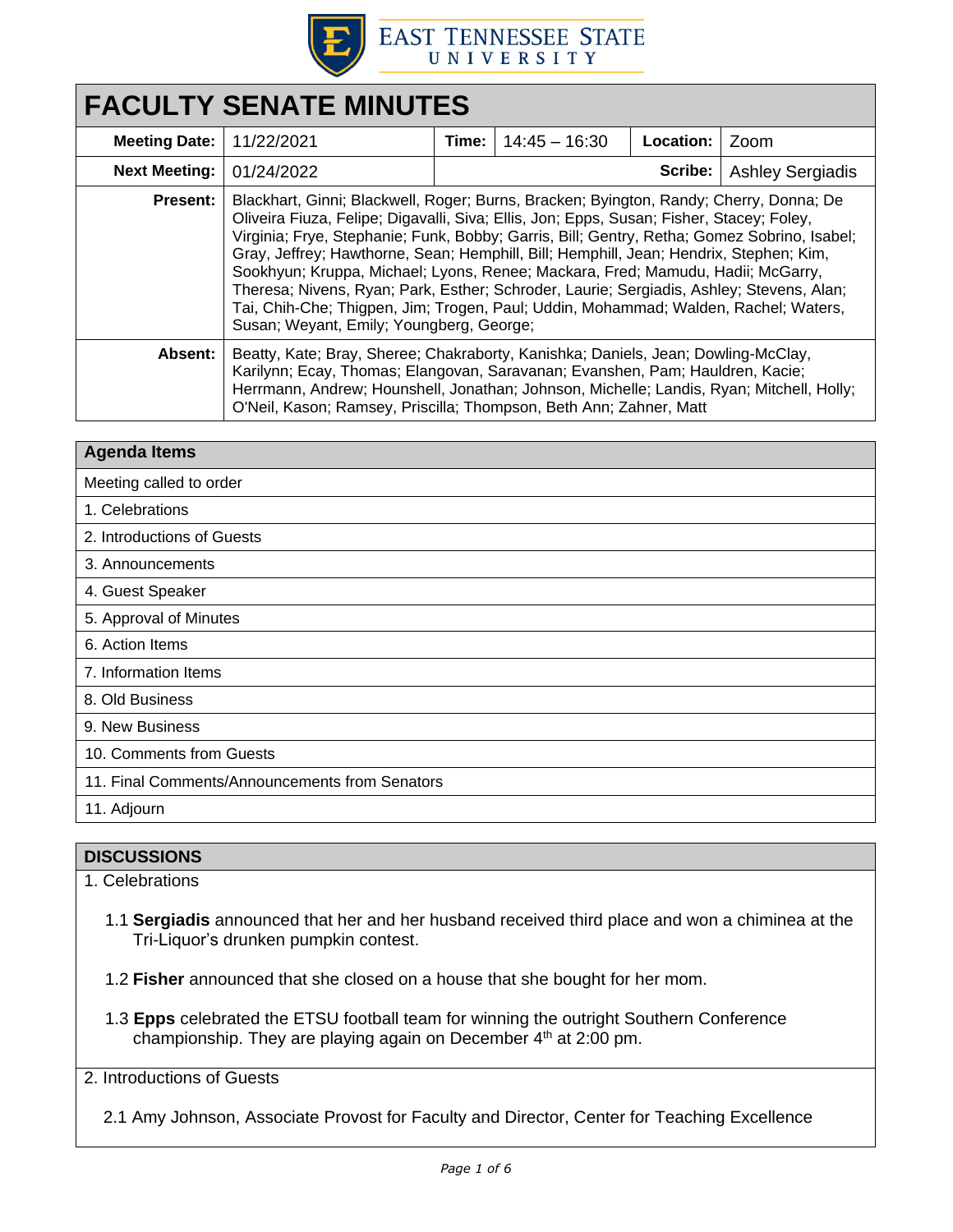EAST TENNESSEE STATE UNIVERSITY

# FACULTY SENATE MINUTES

| | | | | | |
|---|---|---|---|---|---|
| **Meeting Date:** | 11/22/2021 | **Time:** | 14:45 – 16:30 | **Location:** | Zoom |
| **Next Meeting:** | 01/24/2022 | | | **Scribe:** | Ashley Sergiadis |
| **Present:** | Blackhart, Ginni; Blackwell, Roger; Burns, Bracken; Byington, Randy; Cherry, Donna; De Oliveira Fiuza, Felipe; Digavalli, Siva; Ellis, Jon; Epps, Susan; Fisher, Stacey; Foley, Virginia; Frye, Stephanie; Funk, Bobby; Garris, Bill; Gentry, Retha; Gomez Sobrino, Isabel; Gray, Jeffrey; Hawthorne, Sean; Hemphill, Bill; Hemphill, Jean; Hendrix, Stephen; Kim, Sookhyun; Kruppa, Michael; Lyons, Renee; Mackara, Fred; Mamudu, Hadii; McGarry, Theresa; Nivens, Ryan; Park, Esther; Schroder, Laurie; Sergiadis, Ashley; Stevens, Alan; Tai, Chih-Che; Thigpen, Jim; Trogen, Paul; Uddin, Mohammad; Walden, Rachel; Waters, Susan; Weyant, Emily; Youngberg, George; | | | | |
| **Absent:** | Beatty, Kate; Bray, Sheree; Chakraborty, Kanishka; Daniels, Jean; Dowling-McClay, Karilynn; Ecay, Thomas; Elangovan, Saravanan; Evanshen, Pam; Hauldren, Kacie; Herrmann, Andrew; Hounshell, Jonathan; Johnson, Michelle; Landis, Ryan; Mitchell, Holly; O'Neil, Kason; Ramsey, Priscilla; Thompson, Beth Ann; Zahner, Matt | | | | |

| Agenda Items |
|---|
| Meeting called to order |
| 1. Celebrations |
| 2. Introductions of Guests |
| 3. Announcements |
| 4. Guest Speaker |
| 5. Approval of Minutes |
| 6. Action Items |
| 7. Information Items |
| 8. Old Business |
| 9. New Business |
| 10. Comments from Guests |
| 11. Final Comments/Announcements from Senators |
| 11. Adjourn |

## DISCUSSIONS

1. Celebrations

1.1 **Sergiadis** announced that her and her husband received third place and won a chiminea at the Tri-Liquor's drunken pumpkin contest.

1.2 **Fisher** announced that she closed on a house that she bought for her mom.

1.3 **Epps** celebrated the ETSU football team for winning the outright Southern Conference championship. They are playing again on December 4th at 2:00 pm.

2. Introductions of Guests

2.1 Amy Johnson, Associate Provost for Faculty and Director, Center for Teaching Excellence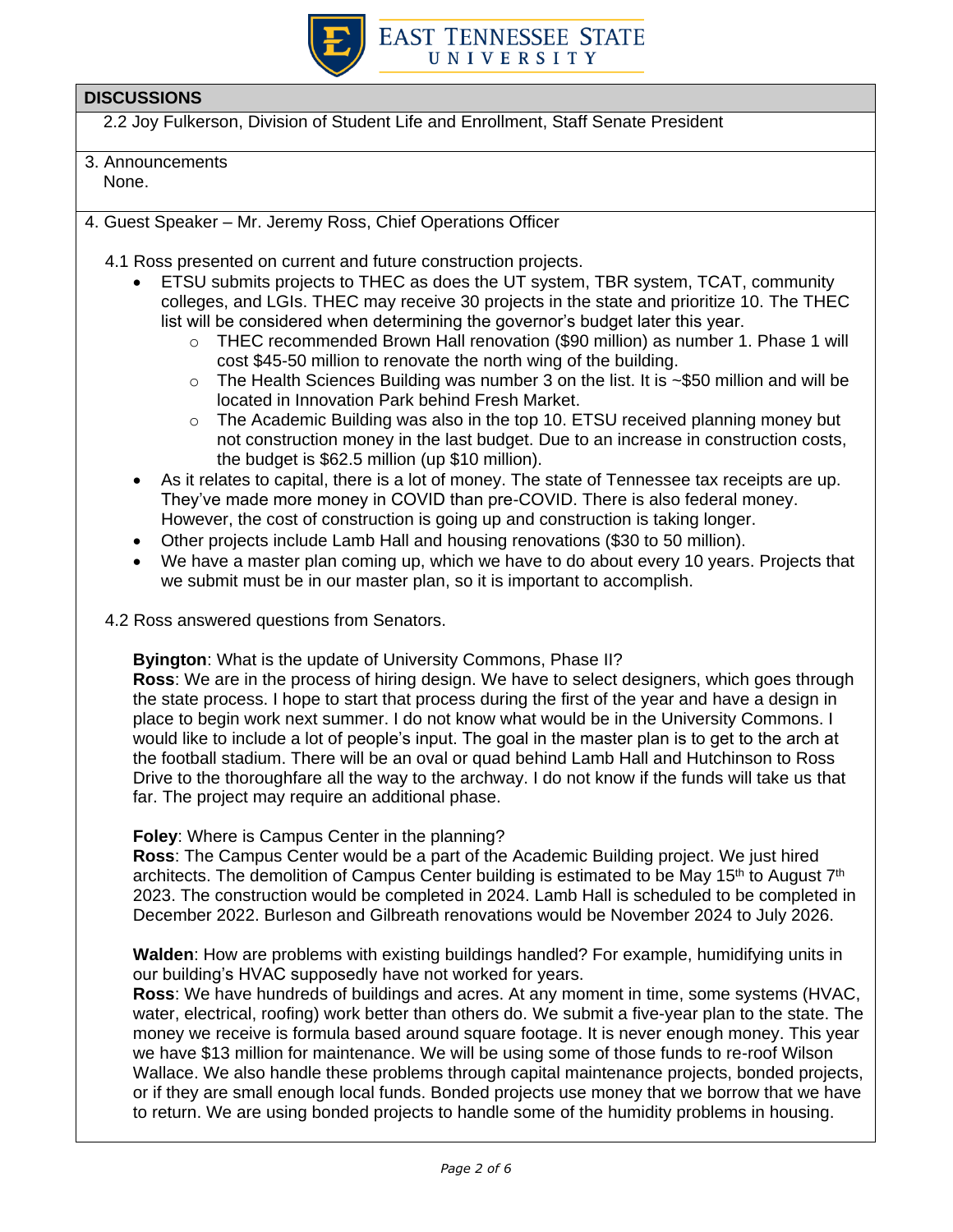## DISCUSSIONS

2.2 Joy Fulkerson, Division of Student Life and Enrollment, Staff Senate President

3. Announcements
   None.

4. Guest Speaker – Mr. Jeremy Ross, Chief Operations Officer

4.1 Ross presented on current and future construction projects.

- ETSU submits projects to THEC as does the UT system, TBR system, TCAT, community colleges, and LGIs. THEC may receive 30 projects in the state and prioritize 10. The THEC list will be considered when determining the governor's budget later this year.
  - THEC recommended Brown Hall renovation ($90 million) as number 1. Phase 1 will cost $45-50 million to renovate the north wing of the building.
  - The Health Sciences Building was number 3 on the list. It is ~$50 million and will be located in Innovation Park behind Fresh Market.
  - The Academic Building was also in the top 10. ETSU received planning money but not construction money in the last budget. Due to an increase in construction costs, the budget is $62.5 million (up $10 million).
- As it relates to capital, there is a lot of money. The state of Tennessee tax receipts are up. They've made more money in COVID than pre-COVID. There is also federal money. However, the cost of construction is going up and construction is taking longer.
- Other projects include Lamb Hall and housing renovations ($30 to 50 million).
- We have a master plan coming up, which we have to do about every 10 years. Projects that we submit must be in our master plan, so it is important to accomplish.

4.2 Ross answered questions from Senators.

**Byington**: What is the update of University Commons, Phase II?
**Ross**: We are in the process of hiring design. We have to select designers, which goes through the state process. I hope to start that process during the first of the year and have a design in place to begin work next summer. I do not know what would be in the University Commons. I would like to include a lot of people's input. The goal in the master plan is to get to the arch at the football stadium. There will be an oval or quad behind Lamb Hall and Hutchinson to Ross Drive to the thoroughfare all the way to the archway. I do not know if the funds will take us that far. The project may require an additional phase.

**Foley**: Where is Campus Center in the planning?
**Ross**: The Campus Center would be a part of the Academic Building project. We just hired architects. The demolition of Campus Center building is estimated to be May 15th to August 7th 2023. The construction would be completed in 2024. Lamb Hall is scheduled to be completed in December 2022. Burleson and Gilbreath renovations would be November 2024 to July 2026.

**Walden**: How are problems with existing buildings handled? For example, humidifying units in our building's HVAC supposedly have not worked for years.
**Ross**: We have hundreds of buildings and acres. At any moment in time, some systems (HVAC, water, electrical, roofing) work better than others do. We submit a five-year plan to the state. The money we receive is formula based around square footage. It is never enough money. This year we have $13 million for maintenance. We will be using some of those funds to re-roof Wilson Wallace. We also handle these problems through capital maintenance projects, bonded projects, or if they are small enough local funds. Bonded projects use money that we borrow that we have to return. We are using bonded projects to handle some of the humidity problems in housing.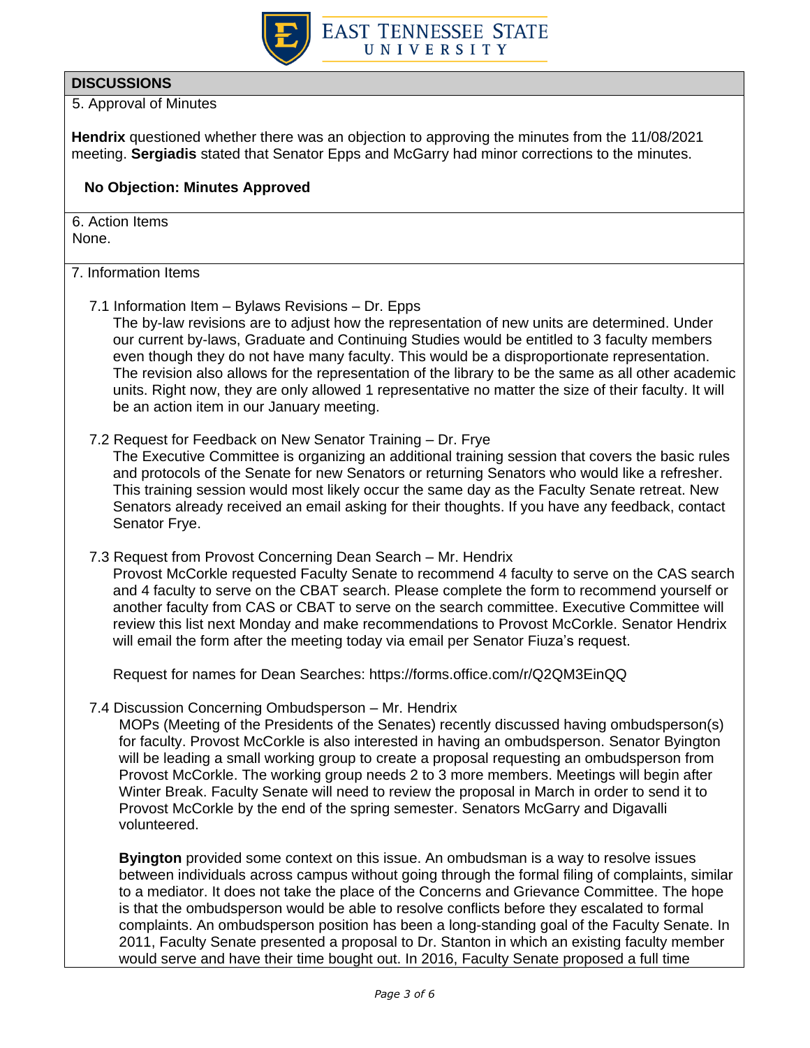## DISCUSSIONS

5. Approval of Minutes

**Hendrix** questioned whether there was an objection to approving the minutes from the 11/08/2021 meeting. **Sergiadis** stated that Senator Epps and McGarry had minor corrections to the minutes.

**No Objection: Minutes Approved**

6. Action Items
None.

7. Information Items

7.1 Information Item – Bylaws Revisions – Dr. Epps
The by-law revisions are to adjust how the representation of new units are determined. Under our current by-laws, Graduate and Continuing Studies would be entitled to 3 faculty members even though they do not have many faculty. This would be a disproportionate representation. The revision also allows for the representation of the library to be the same as all other academic units. Right now, they are only allowed 1 representative no matter the size of their faculty. It will be an action item in our January meeting.

7.2 Request for Feedback on New Senator Training – Dr. Frye
The Executive Committee is organizing an additional training session that covers the basic rules and protocols of the Senate for new Senators or returning Senators who would like a refresher. This training session would most likely occur the same day as the Faculty Senate retreat. New Senators already received an email asking for their thoughts. If you have any feedback, contact Senator Frye.

7.3 Request from Provost Concerning Dean Search – Mr. Hendrix
Provost McCorkle requested Faculty Senate to recommend 4 faculty to serve on the CAS search and 4 faculty to serve on the CBAT search. Please complete the form to recommend yourself or another faculty from CAS or CBAT to serve on the search committee. Executive Committee will review this list next Monday and make recommendations to Provost McCorkle. Senator Hendrix will email the form after the meeting today via email per Senator Fiuza's request.

Request for names for Dean Searches: https://forms.office.com/r/Q2QM3EinQQ

7.4 Discussion Concerning Ombudsperson – Mr. Hendrix
MOPs (Meeting of the Presidents of the Senates) recently discussed having ombudsperson(s) for faculty. Provost McCorkle is also interested in having an ombudsperson. Senator Byington will be leading a small working group to create a proposal requesting an ombudsperson from Provost McCorkle. The working group needs 2 to 3 more members. Meetings will begin after Winter Break. Faculty Senate will need to review the proposal in March in order to send it to Provost McCorkle by the end of the spring semester. Senators McGarry and Digavalli volunteered.

**Byington** provided some context on this issue. An ombudsman is a way to resolve issues between individuals across campus without going through the formal filing of complaints, similar to a mediator. It does not take the place of the Concerns and Grievance Committee. The hope is that the ombudsperson would be able to resolve conflicts before they escalated to formal complaints. An ombudsperson position has been a long-standing goal of the Faculty Senate. In 2011, Faculty Senate presented a proposal to Dr. Stanton in which an existing faculty member would serve and have their time bought out. In 2016, Faculty Senate proposed a full time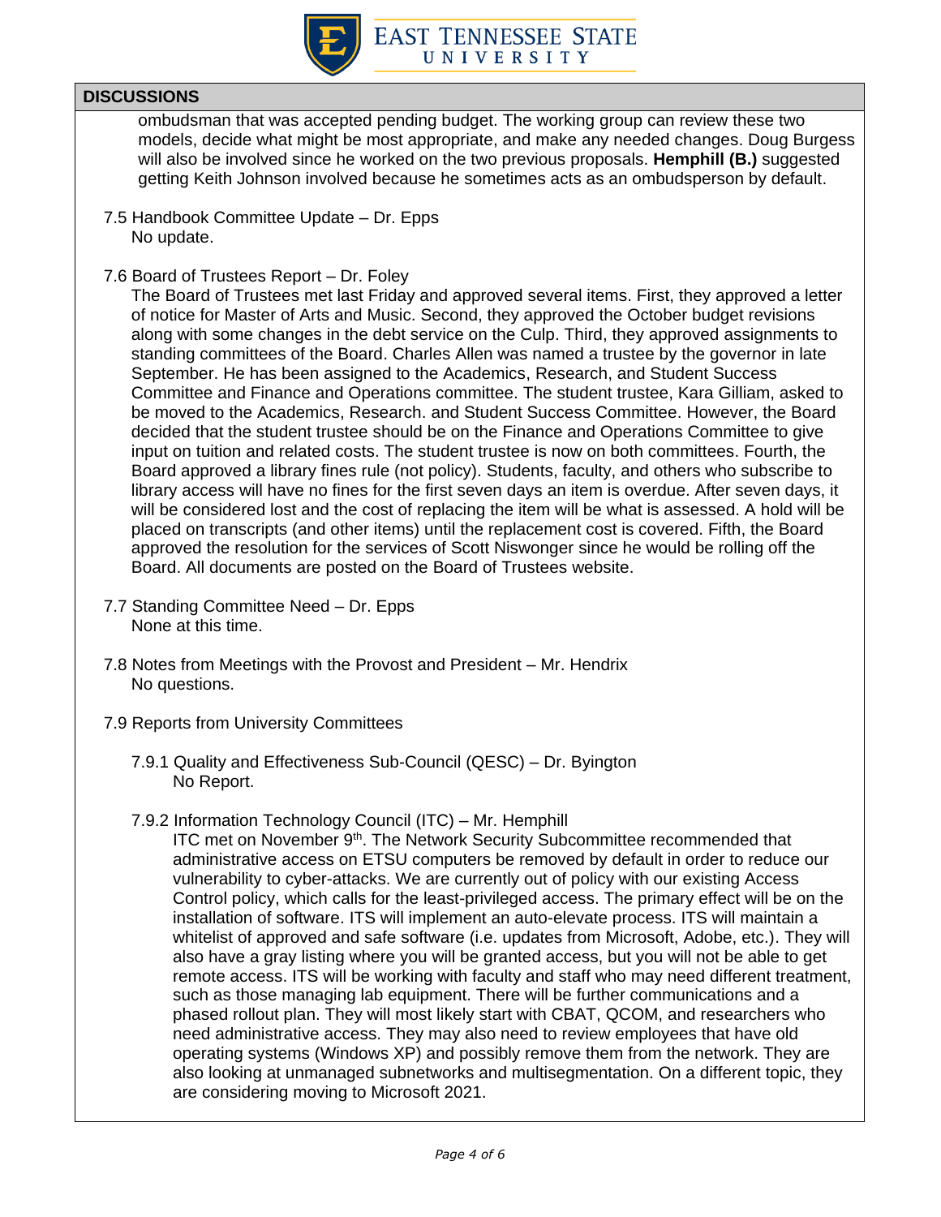## DISCUSSIONS

ombudsman that was accepted pending budget. The working group can review these two models, decide what might be most appropriate, and make any needed changes. Doug Burgess will also be involved since he worked on the two previous proposals. **Hemphill (B.)** suggested getting Keith Johnson involved because he sometimes acts as an ombudsperson by default.

7.5 Handbook Committee Update – Dr. Epps
No update.

7.6 Board of Trustees Report – Dr. Foley
The Board of Trustees met last Friday and approved several items. First, they approved a letter of notice for Master of Arts and Music. Second, they approved the October budget revisions along with some changes in the debt service on the Culp. Third, they approved assignments to standing committees of the Board. Charles Allen was named a trustee by the governor in late September. He has been assigned to the Academics, Research, and Student Success Committee and Finance and Operations committee. The student trustee, Kara Gilliam, asked to be moved to the Academics, Research. and Student Success Committee. However, the Board decided that the student trustee should be on the Finance and Operations Committee to give input on tuition and related costs. The student trustee is now on both committees. Fourth, the Board approved a library fines rule (not policy). Students, faculty, and others who subscribe to library access will have no fines for the first seven days an item is overdue. After seven days, it will be considered lost and the cost of replacing the item will be what is assessed. A hold will be placed on transcripts (and other items) until the replacement cost is covered. Fifth, the Board approved the resolution for the services of Scott Niswonger since he would be rolling off the Board. All documents are posted on the Board of Trustees website.

7.7 Standing Committee Need – Dr. Epps
None at this time.

7.8 Notes from Meetings with the Provost and President – Mr. Hendrix
No questions.

7.9 Reports from University Committees

7.9.1 Quality and Effectiveness Sub-Council (QESC) – Dr. Byington
No Report.

7.9.2 Information Technology Council (ITC) – Mr. Hemphill
ITC met on November 9th. The Network Security Subcommittee recommended that administrative access on ETSU computers be removed by default in order to reduce our vulnerability to cyber-attacks. We are currently out of policy with our existing Access Control policy, which calls for the least-privileged access. The primary effect will be on the installation of software. ITS will implement an auto-elevate process. ITS will maintain a whitelist of approved and safe software (i.e. updates from Microsoft, Adobe, etc.). They will also have a gray listing where you will be granted access, but you will not be able to get remote access. ITS will be working with faculty and staff who may need different treatment, such as those managing lab equipment. There will be further communications and a phased rollout plan. They will most likely start with CBAT, QCOM, and researchers who need administrative access. They may also need to review employees that have old operating systems (Windows XP) and possibly remove them from the network. They are also looking at unmanaged subnetworks and multisegmentation. On a different topic, they are considering moving to Microsoft 2021.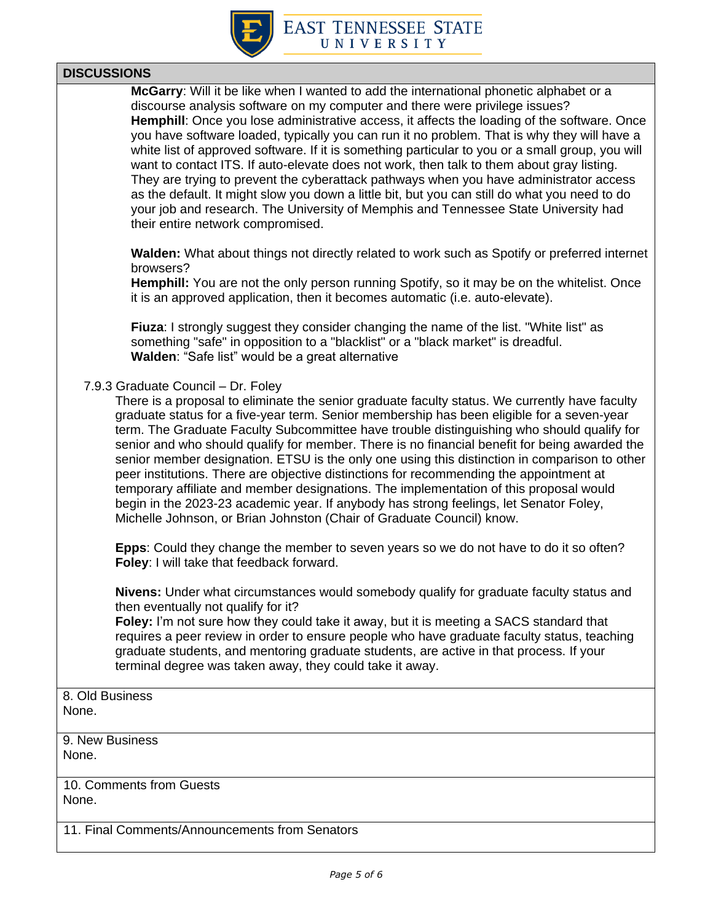**DISCUSSIONS**

**McGarry**: Will it be like when I wanted to add the international phonetic alphabet or a discourse analysis software on my computer and there were privilege issues?
**Hemphill**: Once you lose administrative access, it affects the loading of the software. Once you have software loaded, typically you can run it no problem. That is why they will have a white list of approved software. If it is something particular to you or a small group, you will want to contact ITS. If auto-elevate does not work, then talk to them about gray listing. They are trying to prevent the cyberattack pathways when you have administrator access as the default. It might slow you down a little bit, but you can still do what you need to do your job and research. The University of Memphis and Tennessee State University had their entire network compromised.

**Walden:** What about things not directly related to work such as Spotify or preferred internet browsers?
**Hemphill:** You are not the only person running Spotify, so it may be on the whitelist. Once it is an approved application, then it becomes automatic (i.e. auto-elevate).

**Fiuza**: I strongly suggest they consider changing the name of the list. "White list" as something "safe" in opposition to a "blacklist" or a "black market" is dreadful.
**Walden**: "Safe list" would be a great alternative

7.9.3 Graduate Council – Dr. Foley

There is a proposal to eliminate the senior graduate faculty status. We currently have faculty graduate status for a five-year term. Senior membership has been eligible for a seven-year term. The Graduate Faculty Subcommittee have trouble distinguishing who should qualify for senior and who should qualify for member. There is no financial benefit for being awarded the senior member designation. ETSU is the only one using this distinction in comparison to other peer institutions. There are objective distinctions for recommending the appointment at temporary affiliate and member designations. The implementation of this proposal would begin in the 2023-23 academic year. If anybody has strong feelings, let Senator Foley, Michelle Johnson, or Brian Johnston (Chair of Graduate Council) know.

**Epps**: Could they change the member to seven years so we do not have to do it so often?
**Foley**: I will take that feedback forward.

**Nivens:** Under what circumstances would somebody qualify for graduate faculty status and then eventually not qualify for it?
**Foley:** I'm not sure how they could take it away, but it is meeting a SACS standard that requires a peer review in order to ensure people who have graduate faculty status, teaching graduate students, and mentoring graduate students, are active in that process. If your terminal degree was taken away, they could take it away.

8. Old Business

None.

9. New Business

None.

10. Comments from Guests

None.

11. Final Comments/Announcements from Senators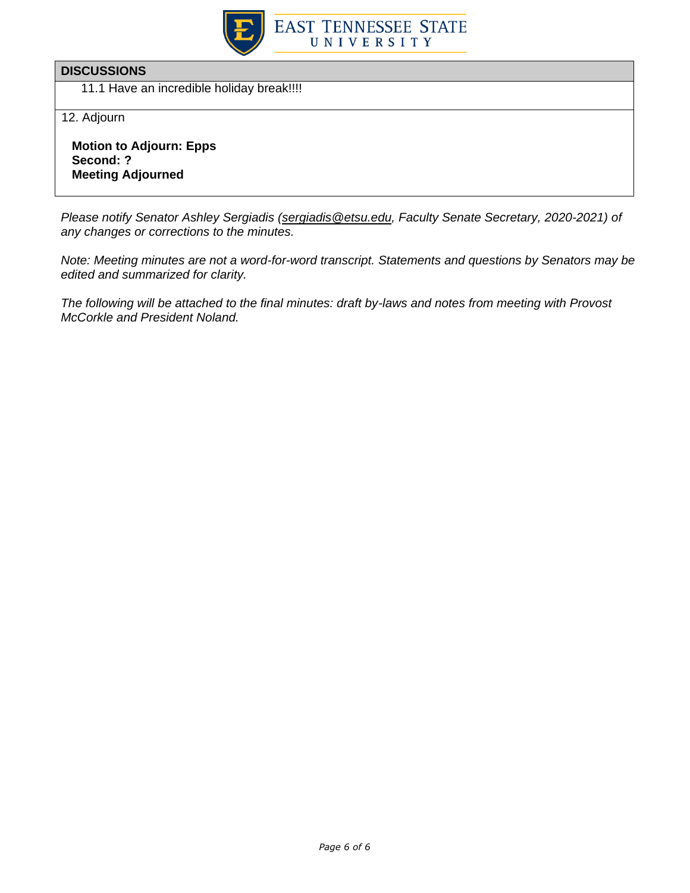**DISCUSSIONS**

11.1 Have an incredible holiday break!!!!

12. Adjourn

**Motion to Adjourn: Epps**
**Second: ?**
**Meeting Adjourned**

*Please notify Senator Ashley Sergiadis (sergiadis@etsu.edu, Faculty Senate Secretary, 2020-2021) of any changes or corrections to the minutes.*

*Note: Meeting minutes are not a word-for-word transcript. Statements and questions by Senators may be edited and summarized for clarity.*

*The following will be attached to the final minutes: draft by-laws and notes from meeting with Provost McCorkle and President Noland.*